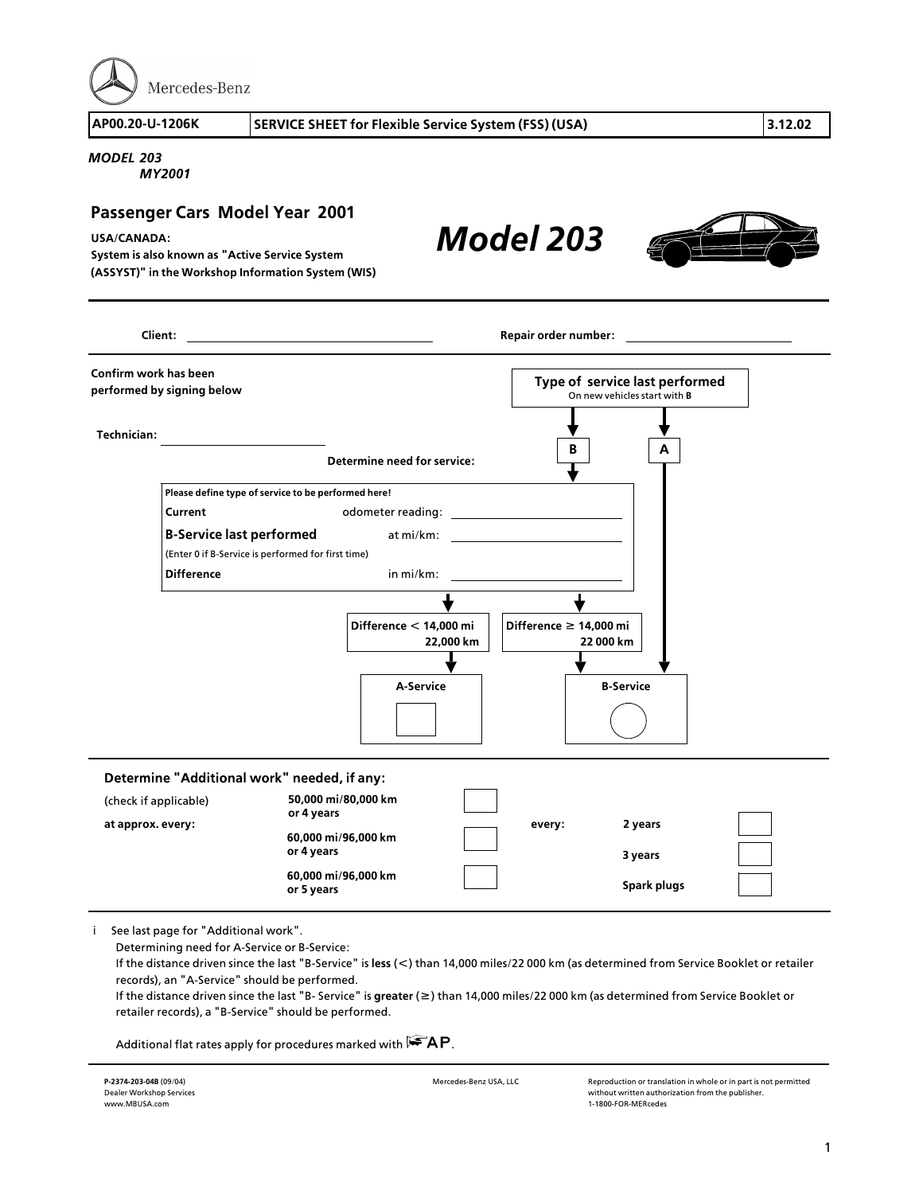Mercedes-Benz

| AP00.20-U-1206K | SERVICE SHEET for Flexible Service System (FSS) (USA) | 3.12.02 |
|---|---|---|

*MODEL 203*
*MY2001*

## Passenger Cars Model Year 2001

**USA/CANADA:**
**System is also known as "Active Service System (ASSYST)" in the Workshop Information System (WIS)**

# *Model 203*

**Client:** ______________________ **Repair order number:** ______________________

**Confirm work has been performed by signing below**

**Technician:** ______________________

**Type of service last performed**
On new vehicles start with **B**

**B** | **A**

**Determine need for service:**

**Please define type of service to be performed here!**

| | | |
|---|---|---|
| **Current** | odometer reading: | |
| **B-Service last performed** | at mi/km: | |
| (Enter 0 if B-Service is performed for first time) | | |
| **Difference** | in mi/km: | |

| **Difference < 14,000 mi / 22,000 km** | **Difference ≥ 14,000 mi / 22 000 km** |
|---|---|
| **A-Service** ☐ | **B-Service** ○ |

(If type of service last performed was **A**: **B-Service**)

### Determine "Additional work" needed, if any:

(check if applicable)

**at approx. every:**

| | |
|---|---|
| **50,000 mi/80,000 km or 4 years** | ☐ |
| **60,000 mi/96,000 km or 4 years** | ☐ |
| **60,000 mi/96,000 km or 5 years** | ☐ |

**every:**

| | |
|---|---|
| **2 years** | ☐ |
| **3 years** | ☐ |
| **Spark plugs** | ☐ |

i See last page for "Additional work".
Determining need for A-Service or B-Service:
If the distance driven since the last "B-Service" is **less** (<) than 14,000 miles/22 000 km (as determined from Service Booklet or retailer records), an "A-Service" should be performed.
If the distance driven since the last "B- Service" is **greater** (≥) than 14,000 miles/22 000 km (as determined from Service Booklet or retailer records), a "B-Service" should be performed.

Additional flat rates apply for procedures marked with AP.

**P-2374-203-04B** (09/04)
Dealer Workshop Services
www.MBUSA.com

Mercedes-Benz USA, LLC

Reproduction or translation in whole or in part is not permitted without written authorization from the publisher.
1-1800-FOR-MERcedes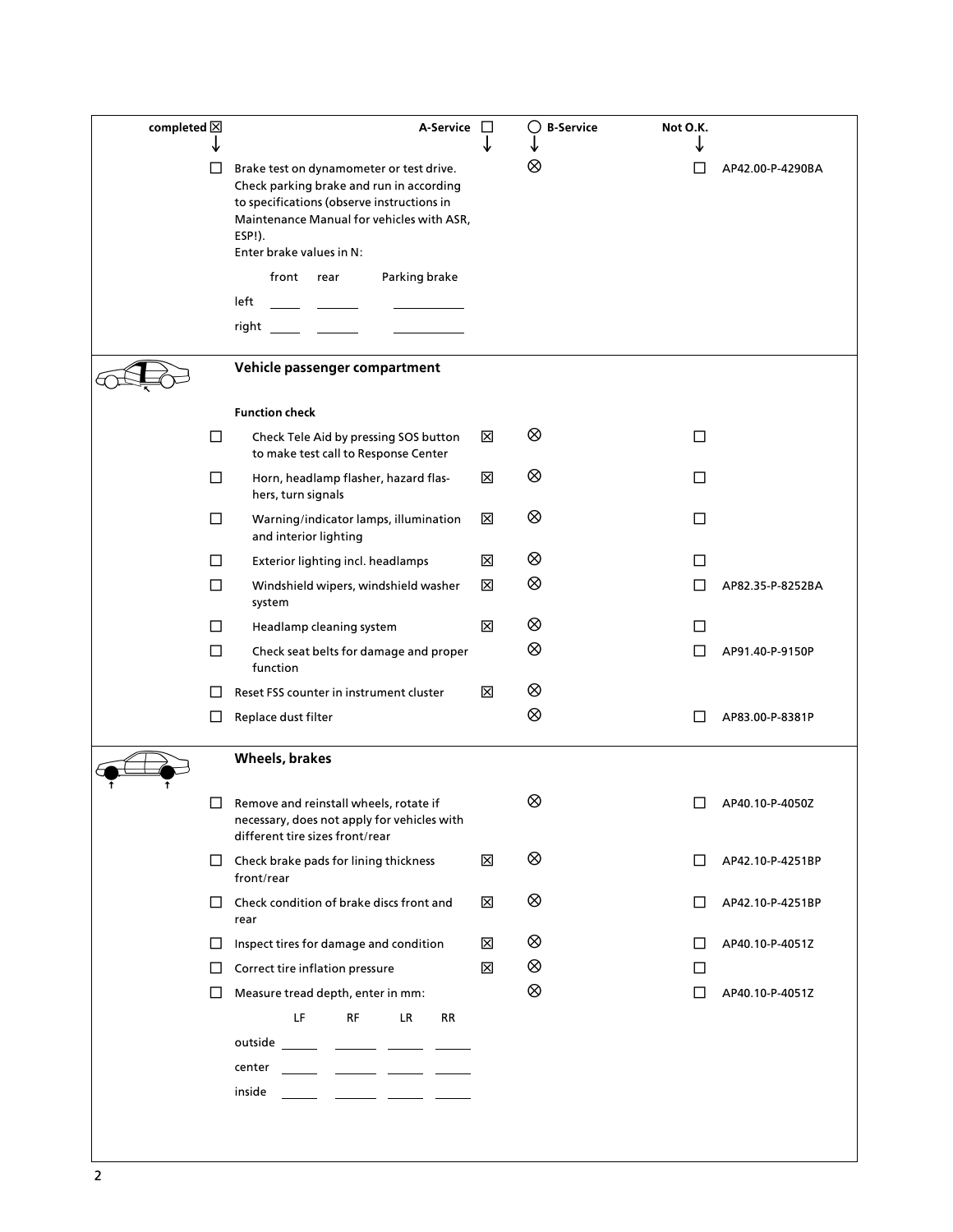| completed ☒ | | A-Service ☐ | ◯ B-Service | Not O.K. | |
|---|---|---|---|---|---|
| ☐ | Brake test on dynamometer or test drive. Check parking brake and run in according to specifications (observe instructions in Maintenance Manual for vehicles with ASR, ESP!). Enter brake values in N: | | ⊗ | ☐ | AP42.00-P-4290BA |

| | front | rear | Parking brake |
|---|---|---|---|
| left | ____ | ____ | ____ |
| right | ____ | ____ | ____ |

## Vehicle passenger compartment

**Function check**

| completed | | A-Service | B-Service | Not O.K. | |
|---|---|---|---|---|---|
| ☐ | Check Tele Aid by pressing SOS button to make test call to Response Center | ☒ | ⊗ | ☐ | |
| ☐ | Horn, headlamp flasher, hazard flashers, turn signals | ☒ | ⊗ | ☐ | |
| ☐ | Warning/indicator lamps, illumination and interior lighting | ☒ | ⊗ | ☐ | |
| ☐ | Exterior lighting incl. headlamps | ☒ | ⊗ | ☐ | |
| ☐ | Windshield wipers, windshield washer system | ☒ | ⊗ | ☐ | AP82.35-P-8252BA |
| ☐ | Headlamp cleaning system | ☒ | ⊗ | ☐ | |
| ☐ | Check seat belts for damage and proper function | | ⊗ | ☐ | AP91.40-P-9150P |
| ☐ | Reset FSS counter in instrument cluster | ☒ | ⊗ | | |
| ☐ | Replace dust filter | | ⊗ | ☐ | AP83.00-P-8381P |

## Wheels, brakes

| completed | | A-Service | B-Service | Not O.K. | |
|---|---|---|---|---|---|
| ☐ | Remove and reinstall wheels, rotate if necessary, does not apply for vehicles with different tire sizes front/rear | | ⊗ | ☐ | AP40.10-P-4050Z |
| ☐ | Check brake pads for lining thickness front/rear | ☒ | ⊗ | ☐ | AP42.10-P-4251BP |
| ☐ | Check condition of brake discs front and rear | ☒ | ⊗ | ☐ | AP42.10-P-4251BP |
| ☐ | Inspect tires for damage and condition | ☒ | ⊗ | ☐ | AP40.10-P-4051Z |
| ☐ | Correct tire inflation pressure | ☒ | ⊗ | ☐ | |
| ☐ | Measure tread depth, enter in mm: | | ⊗ | ☐ | AP40.10-P-4051Z |

| | LF | RF | LR | RR |
|---|---|---|---|---|
| outside | ____ | ____ | ____ | ____ |
| center | ____ | ____ | ____ | ____ |
| inside | ____ | ____ | ____ | ____ |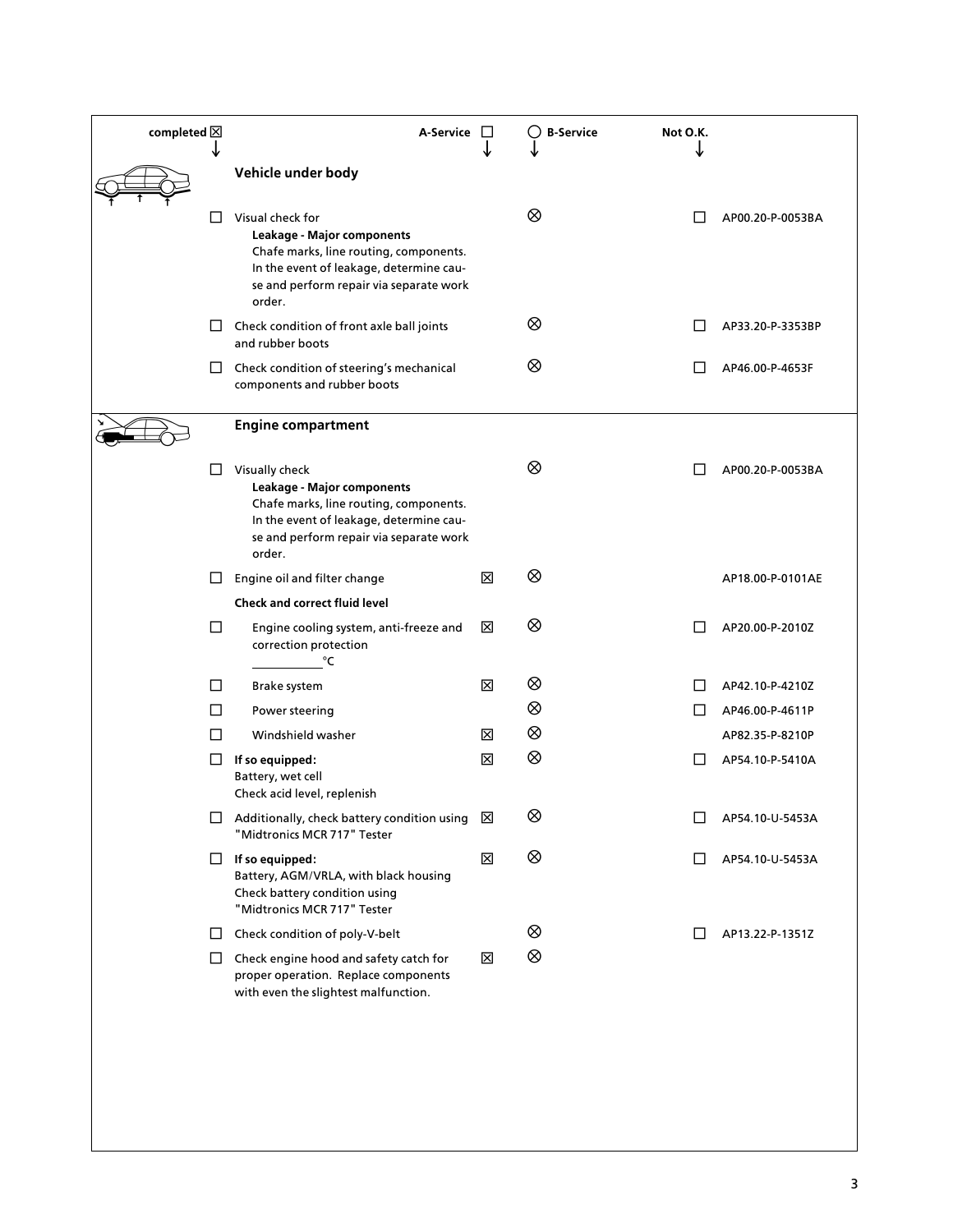| completed ☒ | | A-Service ☐ | ◯ B-Service | Not O.K. | |
|---|---|---|---|---|---|
| | **Vehicle under body** | | | | |
| ☐ | Visual check for **Leakage - Major components** Chafe marks, line routing, components. In the event of leakage, determine cause and perform repair via separate work order. | | ⊗ | ☐ | AP00.20-P-0053BA |
| ☐ | Check condition of front axle ball joints and rubber boots | | ⊗ | ☐ | AP33.20-P-3353BP |
| ☐ | Check condition of steering's mechanical components and rubber boots | | ⊗ | ☐ | AP46.00-P-4653F |
| | **Engine compartment** | | | | |
| ☐ | Visually check **Leakage - Major components** Chafe marks, line routing, components. In the event of leakage, determine cause and perform repair via separate work order. | | ⊗ | ☐ | AP00.20-P-0053BA |
| ☐ | Engine oil and filter change | ☒ | ⊗ | | AP18.00-P-0101AE |
| | **Check and correct fluid level** | | | | |
| ☐ | Engine cooling system, anti-freeze and correction protection ________°C | ☒ | ⊗ | ☐ | AP20.00-P-2010Z |
| ☐ | Brake system | ☒ | ⊗ | ☐ | AP42.10-P-4210Z |
| ☐ | Power steering | | ⊗ | ☐ | AP46.00-P-4611P |
| ☐ | Windshield washer | ☒ | ⊗ | | AP82.35-P-8210P |
| ☐ | **If so equipped:** Battery, wet cell Check acid level, replenish | ☒ | ⊗ | ☐ | AP54.10-P-5410A |
| ☐ | Additionally, check battery condition using "Midtronics MCR 717" Tester | ☒ | ⊗ | ☐ | AP54.10-U-5453A |
| ☐ | **If so equipped:** Battery, AGM/VRLA, with black housing Check battery condition using "Midtronics MCR 717" Tester | ☒ | ⊗ | ☐ | AP54.10-U-5453A |
| ☐ | Check condition of poly-V-belt | | ⊗ | ☐ | AP13.22-P-1351Z |
| ☐ | Check engine hood and safety catch for proper operation. Replace components with even the slightest malfunction. | ☒ | ⊗ | | |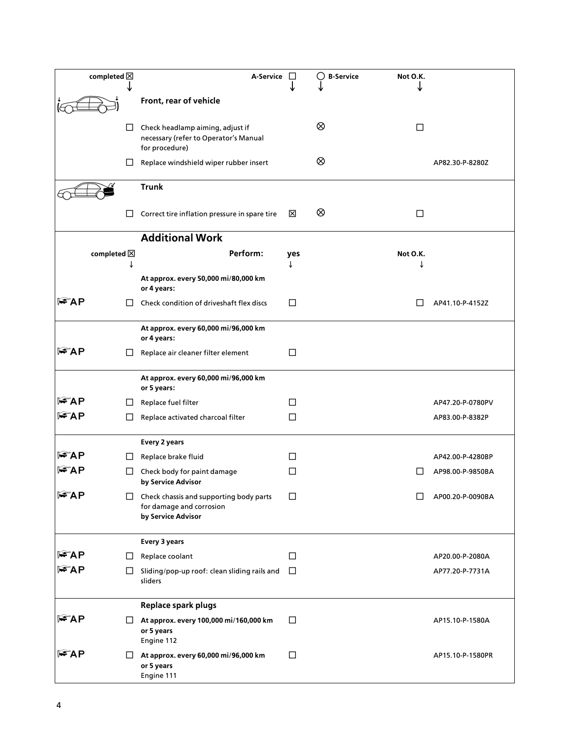| completed ☒ | | A-Service ☐ | ◯ B-Service | Not O.K. | |
|---|---|---|---|---|---|
| | **Front, rear of vehicle** | | | | |
| ☐ | Check headlamp aiming, adjust if necessary (refer to Operator's Manual for procedure) | | ⊗ | ☐ | |
| ☐ | Replace windshield wiper rubber insert | | ⊗ | | AP82.30-P-8280Z |
| | **Trunk** | | | | |
| ☐ | Correct tire inflation pressure in spare tire | ☒ | ⊗ | ☐ | |

## Additional Work

| | completed ☒ | Perform: | yes | Not O.K. | |
|---|---|---|---|---|---|
| | | **At approx. every 50,000 mi/80,000 km or 4 years:** | | | |
| ☞AP | ☐ | Check condition of driveshaft flex discs | ☐ | ☐ | AP41.10-P-4152Z |
| | | **At approx. every 60,000 mi/96,000 km or 4 years:** | | | |
| ☞AP | ☐ | Replace air cleaner filter element | ☐ | | |
| | | **At approx. every 60,000 mi/96,000 km or 5 years:** | | | |
| ☞AP | ☐ | Replace fuel filter | ☐ | | AP47.20-P-0780PV |
| ☞AP | ☐ | Replace activated charcoal filter | ☐ | | AP83.00-P-8382P |
| | | **Every 2 years** | | | |
| ☞AP | ☐ | Replace brake fluid | ☐ | | AP42.00-P-4280BP |
| ☞AP | ☐ | Check body for paint damage **by Service Advisor** | ☐ | ☐ | AP98.00-P-9850BA |
| ☞AP | ☐ | Check chassis and supporting body parts for damage and corrosion **by Service Advisor** | ☐ | ☐ | AP00.20-P-0090BA |
| | | **Every 3 years** | | | |
| ☞AP | ☐ | Replace coolant | ☐ | | AP20.00-P-2080A |
| ☞AP | ☐ | Sliding/pop-up roof: clean sliding rails and sliders | ☐ | | AP77.20-P-7731A |
| | | **Replace spark plugs** | | | |
| ☞AP | ☐ | **At approx. every 100,000 mi/160,000 km or 5 years** Engine 112 | ☐ | | AP15.10-P-1580A |
| ☞AP | ☐ | **At approx. every 60,000 mi/96,000 km or 5 years** Engine 111 | ☐ | | AP15.10-P-1580PR |